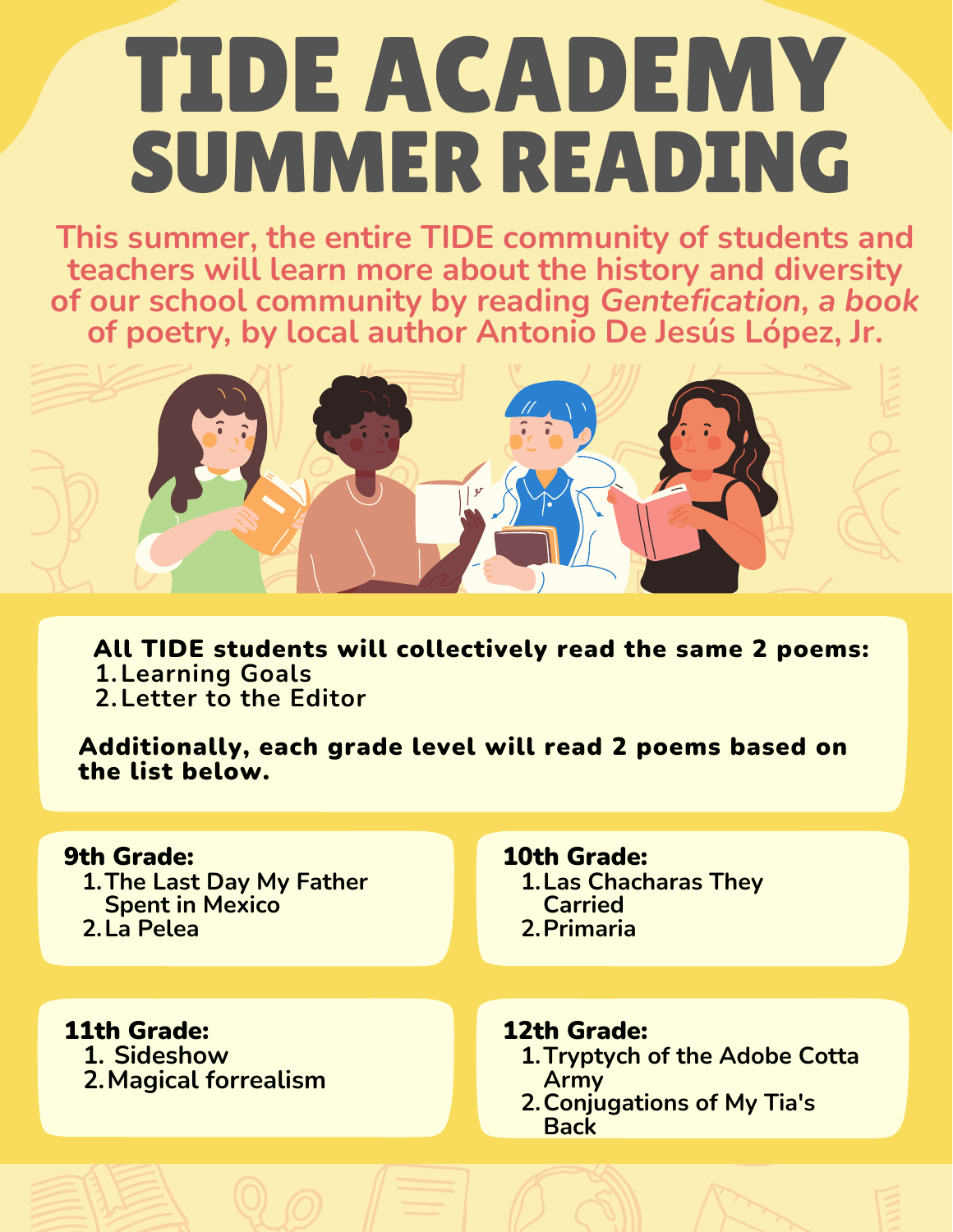# TIDE ACADEMY SUMMER READING

This summer, the entire TIDE community of students and teachers will learn more about the history and diversity of our school community by reading *Gentefication, a book* of poetry, by local author Antonio De Jesús López, Jr.

**All TIDE students will collectively read the same 2 poems:**

1. Learning Goals
2. Letter to the Editor

**Additionally, each grade level will read 2 poems based on the list below.**

**9th Grade:**

1. The Last Day My Father Spent in Mexico
2. La Pelea

**10th Grade:**

1. Las Chacharas They Carried
2. Primaria

**11th Grade:**

1. Sideshow
2. Magical forrealism

**12th Grade:**

1. Tryptych of the Adobe Cotta Army
2. Conjugations of My Tia's Back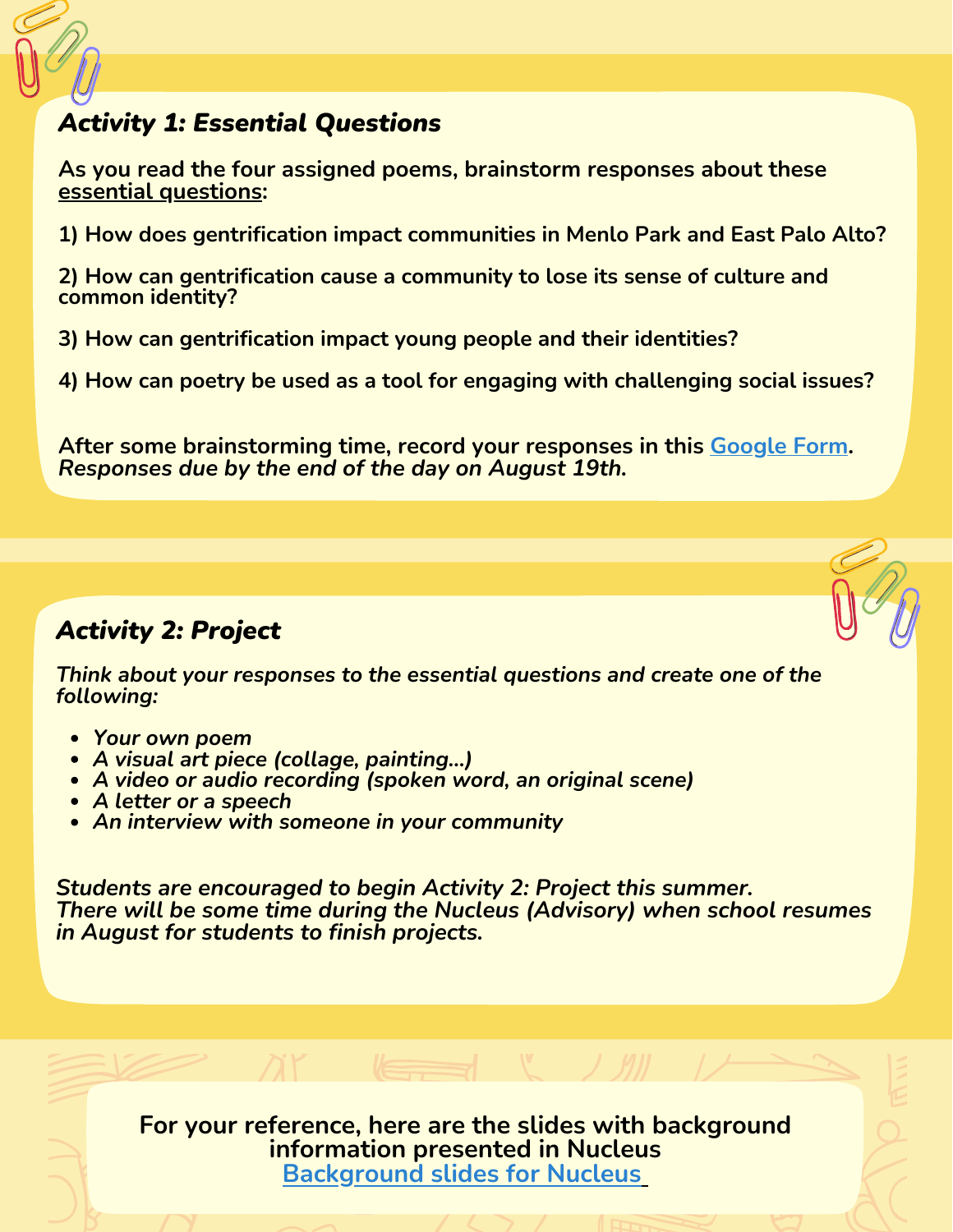## *Activity 1: Essential Questions*

**As you read the four assigned poems, brainstorm responses about these essential questions:**

**1) How does gentrification impact communities in Menlo Park and East Palo Alto?**

**2) How can gentrification cause a community to lose its sense of culture and common identity?**

**3) How can gentrification impact young people and their identities?**

**4) How can poetry be used as a tool for engaging with challenging social issues?**

**After some brainstorming time, record your responses in this Google Form.** ***Responses due by the end of the day on August 19th.***

## *Activity 2: Project*

***Think about your responses to the essential questions and create one of the following:***

- ***Your own poem***
- ***A visual art piece (collage, painting...)***
- ***A video or audio recording (spoken word, an original scene)***
- ***A letter or a speech***
- ***An interview with someone in your community***

***Students are encouraged to begin Activity 2: Project this summer. There will be some time during the Nucleus (Advisory) when school resumes in August for students to finish projects.***

**For your reference, here are the slides with background information presented in Nucleus**
**Background slides for Nucleus**